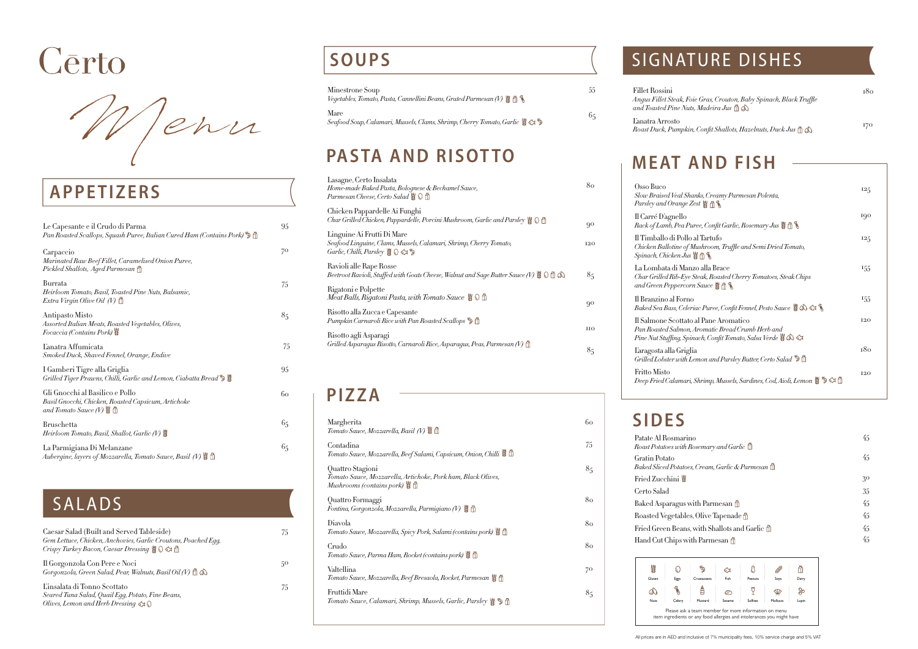# Cērto

*Menu*

## APPETIZERS

Le Capesante e il Crudo di Parma — 95
*Pan Roasted Scallops, Squash Puree, Italian Cured Ham (Contains Pork)*

Carpaccio — 70
*Marinated Raw Beef Fillet, Caramelised Onion Puree, Pickled Shallots, Aged Parmesan*

Burrata — 75
*Heirloom Tomato, Basil, Toasted Pine Nuts, Balsamic, Extra Virgin Olive Oil (V)*

Antipasto Misto — 85
*Assorted Italian Meats, Roasted Vegetables, Olives, Focaccia (Contains Pork)*

L'anatra Affumicata — 75
*Smoked Duck, Shaved Fennel, Orange, Endive*

I Gamberi Tigre alla Griglia — 95
*Grilled Tiger Prawns, Chilli, Garlic and Lemon, Ciabatta Bread*

Gli Gnocchi al Basilico e Pollo — 60
*Basil Gnocchi, Chicken, Roasted Capsicum, Artichoke and Tomato Sauce (V)*

Bruschetta — 65
*Heirloom Tomato, Basil, Shallot, Garlic (V)*

La Parmigiana Di Melanzane — 65
*Aubergine, layers of Mozzarella, Tomato Sauce, Basil (V)*

## SALADS

Caesar Salad (Built and Served Tableside) — 75
*Gem Lettuce, Chicken, Anchovies, Garlic Croutons, Poached Egg, Crispy Turkey Bacon, Caesar Dressing*

Il Gorgonzola Con Pere e Noci — 50
*Gorgonzola, Green Salad, Pear, Walnuts, Basil Oil (V)*

L'insalata di Tonno Scottato — 75
*Seared Tuna Salad, Quail Egg, Potato, Fine Beans, Olives, Lemon and Herb Dressing*

## SOUPS

Minestrone Soup — 55
*Vegetables, Tomato, Pasta, Cannellini Beans, Grated Parmesan (V)*

Mare — 65
*Seafood Soup, Calamari, Mussels, Clams, Shrimp, Cherry Tomato, Garlic*

## PASTA AND RISOTTO

Lasagne, Certo Insalata — 80
*Home-made Baked Pasta, Bolognese & Bechamel Sauce, Parmesan Cheese, Certo Salad*

Chicken Pappardelle Ai Funghi — 90
*Char Grilled Chicken, Pappardelle, Porcini Mushroom, Garlic and Parsley*

Linguine Ai Frutti Di Mare — 120
*Seafood Linguine, Clams, Mussels, Calamari, Shrimp, Cherry Tomato, Garlic, Chilli, Parsley*

Ravioli alle Rape Rosse — 85
*Beetroot Ravioli, Stuffed with Goats Cheese, Walnut and Sage Butter Sauce (V)*

Rigatoni e Polpette — 90
*Meat Balls, Rigatoni Pasta, with Tomato Sauce*

Risotto alla Zucca e Capesante — 110
*Pumpkin Carnaroli Rice with Pan Roasted Scallops*

Risotto agli Asparagi — 85
*Grilled Asparagus Risotto, Carnaroli Rice, Asparagus, Peas, Parmesan (V)*

## PIZZA

Margherita — 60
*Tomato Sauce, Mozzarella, Basil (V)*

Contadina — 75
*Tomato Sauce, Mozzarella, Beef Salami, Capsicum, Onion, Chilli*

Quattro Stagioni — 85
*Tomato Sauce, Mozzarella, Artichoke, Pork ham, Black Olives, Mushrooms (contains pork)*

Quattro Formaggi — 80
*Fontina, Gorgonzola, Mozzarella, Parmigiano (V)*

Diavola — 80
*Tomato Sauce, Mozzarella, Spicy Pork, Salami (contains pork)*

Crudo — 80
*Tomato Sauce, Parma Ham, Rocket (contains pork)*

Valtellina — 70
*Tomato Sauce, Mozzarella, Beef Bresaola, Rocket, Parmesan*

Fruttidi Mare — 85
*Tomato Sauce, Calamari, Shrimp, Mussels, Garlic, Parsley*

## SIGNATURE DISHES

Fillet Rossini — 180
*Angus Fillet Steak, Foie Gras, Crouton, Baby Spinach, Black Truffle and Toasted Pine Nuts, Madeira Jus*

L'anatra Arrosto — 170
*Roast Duck, Pumpkin, Confit Shallots, Hazelnuts, Duck Jus*

## MEAT AND FISH

Osso Buco — 125
*Slow Braised Veal Shanks, Creamy Parmesan Polenta, Parsley and Orange Zest*

Il Carré D'agnello — 190
*Rack of Lamb, Pea Puree, Confit Garlic, Rosemary Jus*

Il Timballo di Pollo al Tartufo — 125
*Chicken Ballotine of Mushroom, Truffle and Semi Dried Tomato, Spinach, Chicken Jus*

La Lombata di Manzo alla Brace — 155
*Char Grilled Rib-Eye Steak, Roasted Cherry Tomatoes, Steak Chips and Green Peppercorn Sauce*

Il Branzino al Forno — 155
*Baked Sea Bass, Celeriac Puree, Confit Fennel, Pesto Sauce*

Il Salmone Scottato al Pane Aromatico — 120
*Pan Roasted Salmon, Aromatic Bread Crumb Herb and Pine Nut Stuffing, Spinach, Confit Tomato, Salsa Verde*

L'aragosta alla Griglia — 180
*Grilled Lobster with Lemon and Parsley Butter, Certo Salad*

Fritto Misto — 120
*Deep Fried Calamari, Shrimp, Mussels, Sardines, Cod, Aioli, Lemon*

## SIDES

| Item | Price |
| --- | --- |
| Patate Al Rosmarino *Roast Potatoes with Rosemary and Garlic* | 45 |
| Gratin Potato *Baked Sliced Potatoes, Cream, Garlic & Parmesan* | 45 |
| Fried Zucchini | 30 |
| Certo Salad | 35 |
| Baked Asparagus with Parmesan | 45 |
| Roasted Vegetables, Olive Tapenade | 45 |
| Fried Green Beans, with Shallots and Garlic | 45 |
| Hand Cut Chips with Parmesan | 45 |

Allergens: Gluten, Eggs, Crustaceans, Fish, Peanuts, Soya, Dairy, Nuts, Celery, Mustard, Sesame, Sulfites, Molluscs, Lupin

Please ask a team member for more information on menu item ingredients or any food allergies and intolerances you might have

All prices are in AED and inclusive of 7% municipality fees, 10% service charge and 5% VAT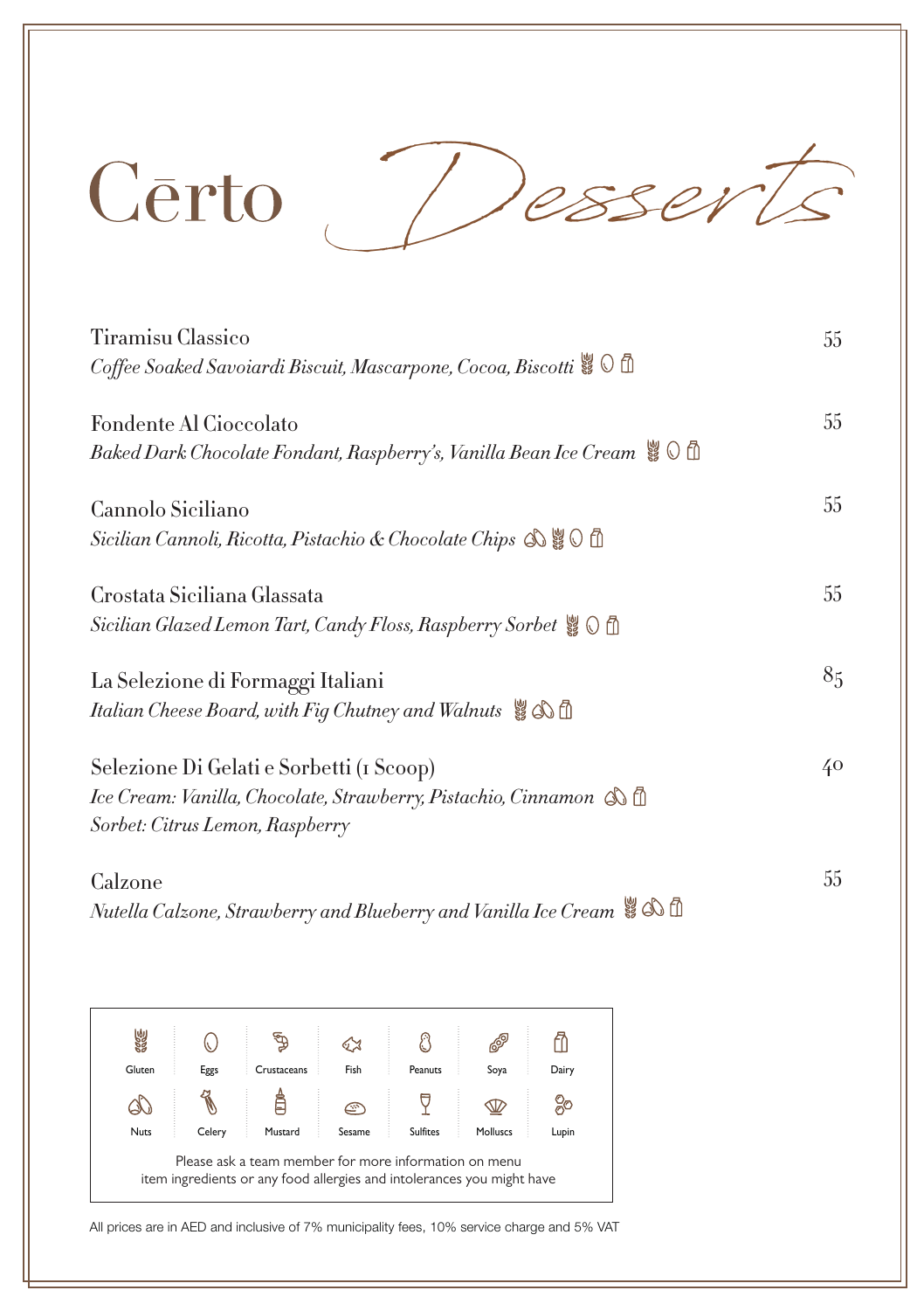# Cērto Desserts

**Tiramisu Classico** — 55
*Coffee Soaked Savoiardi Biscuit, Mascarpone, Cocoa, Biscotti*

**Fondente Al Cioccolato** — 55
*Baked Dark Chocolate Fondant, Raspberry's, Vanilla Bean Ice Cream*

**Cannolo Siciliano** — 55
*Sicilian Cannoli, Ricotta, Pistachio & Chocolate Chips*

**Crostata Siciliana Glassata** — 55
*Sicilian Glazed Lemon Tart, Candy Floss, Raspberry Sorbet*

**La Selezione di Formaggi Italiani** — 85
*Italian Cheese Board, with Fig Chutney and Walnuts*

**Selezione Di Gelati e Sorbetti (1 Scoop)** — 40
*Ice Cream: Vanilla, Chocolate, Strawberry, Pistachio, Cinnamon*
*Sorbet: Citrus Lemon, Raspberry*

**Calzone** — 55
*Nutella Calzone, Strawberry and Blueberry and Vanilla Ice Cream*

| | | | | | | |
|---|---|---|---|---|---|---|
| Gluten | Eggs | Crustaceans | Fish | Peanuts | Soya | Dairy |
| Nuts | Celery | Mustard | Sesame | Sulfites | Molluscs | Lupin |

Please ask a team member for more information on menu item ingredients or any food allergies and intolerances you might have

All prices are in AED and inclusive of 7% municipality fees, 10% service charge and 5% VAT